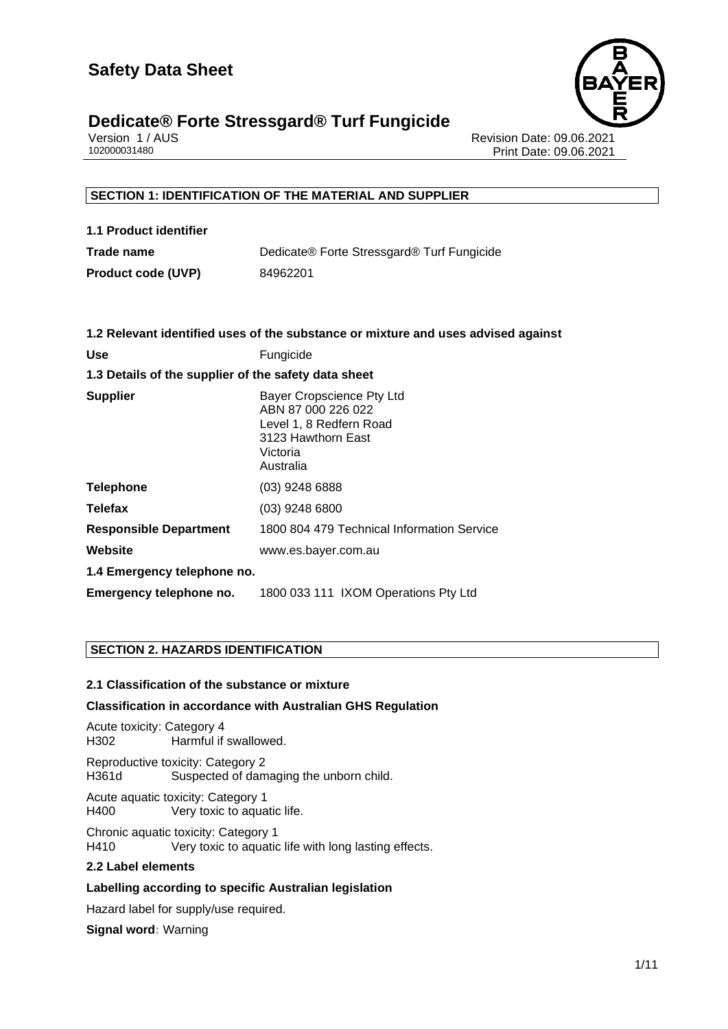# Safety Data Sheet

# Dedicate® Forte Stressgard® Turf Fungicide

Version 1 / AUS
102000031480

Revision Date: 09.06.2021
Print Date: 09.06.2021

## SECTION 1: IDENTIFICATION OF THE MATERIAL AND SUPPLIER

### 1.1 Product identifier

| | |
|---|---|
| **Trade name** | Dedicate® Forte Stressgard® Turf Fungicide |
| **Product code (UVP)** | 84962201 |

### 1.2 Relevant identified uses of the substance or mixture and uses advised against

| | |
|---|---|
| **Use** | Fungicide |

### 1.3 Details of the supplier of the safety data sheet

| | |
|---|---|
| **Supplier** | Bayer Cropscience Pty Ltd<br>ABN 87 000 226 022<br>Level 1, 8 Redfern Road<br>3123 Hawthorn East<br>Victoria<br>Australia |
| **Telephone** | (03) 9248 6888 |
| **Telefax** | (03) 9248 6800 |
| **Responsible Department** | 1800 804 479 Technical Information Service |
| **Website** | www.es.bayer.com.au |

### 1.4 Emergency telephone no.

| | |
|---|---|
| **Emergency telephone no.** | 1800 033 111 IXOM Operations Pty Ltd |

## SECTION 2. HAZARDS IDENTIFICATION

### 2.1 Classification of the substance or mixture

**Classification in accordance with Australian GHS Regulation**

Acute toxicity: Category 4
H302 Harmful if swallowed.

Reproductive toxicity: Category 2
H361d Suspected of damaging the unborn child.

Acute aquatic toxicity: Category 1
H400 Very toxic to aquatic life.

Chronic aquatic toxicity: Category 1
H410 Very toxic to aquatic life with long lasting effects.

### 2.2 Label elements

**Labelling according to specific Australian legislation**

Hazard label for supply/use required.

**Signal word**: Warning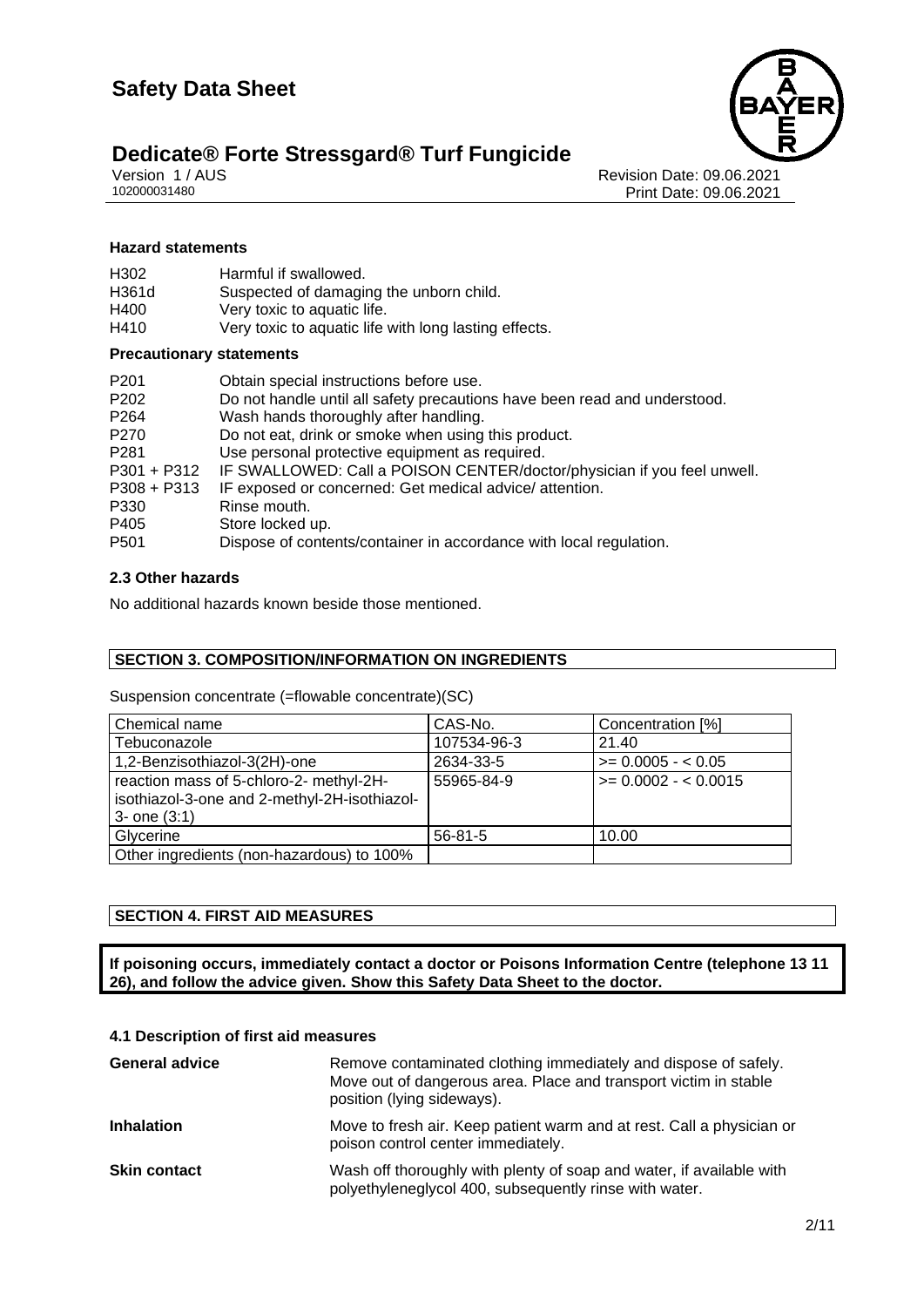#### Hazard statements

| | |
|---|---|
| H302 | Harmful if swallowed. |
| H361d | Suspected of damaging the unborn child. |
| H400 | Very toxic to aquatic life. |
| H410 | Very toxic to aquatic life with long lasting effects. |

#### Precautionary statements

| | |
|---|---|
| P201 | Obtain special instructions before use. |
| P202 | Do not handle until all safety precautions have been read and understood. |
| P264 | Wash hands thoroughly after handling. |
| P270 | Do not eat, drink or smoke when using this product. |
| P281 | Use personal protective equipment as required. |
| P301 + P312 | IF SWALLOWED: Call a POISON CENTER/doctor/physician if you feel unwell. |
| P308 + P313 | IF exposed or concerned: Get medical advice/ attention. |
| P330 | Rinse mouth. |
| P405 | Store locked up. |
| P501 | Dispose of contents/container in accordance with local regulation. |

### 2.3 Other hazards

No additional hazards known beside those mentioned.

## SECTION 3. COMPOSITION/INFORMATION ON INGREDIENTS

Suspension concentrate (=flowable concentrate)(SC)

| Chemical name | CAS-No. | Concentration [%] |
|---|---|---|
| Tebuconazole | 107534-96-3 | 21.40 |
| 1,2-Benzisothiazol-3(2H)-one | 2634-33-5 | >= 0.0005 - < 0.05 |
| reaction mass of 5-chloro-2- methyl-2H-isothiazol-3-one and 2-methyl-2H-isothiazol-3- one (3:1) | 55965-84-9 | >= 0.0002 - < 0.0015 |
| Glycerine | 56-81-5 | 10.00 |
| Other ingredients (non-hazardous) to 100% | | |

## SECTION 4. FIRST AID MEASURES

**If poisoning occurs, immediately contact a doctor or Poisons Information Centre (telephone 13 11 26), and follow the advice given. Show this Safety Data Sheet to the doctor.**

### 4.1 Description of first aid measures

**General advice**
Remove contaminated clothing immediately and dispose of safely. Move out of dangerous area. Place and transport victim in stable position (lying sideways).

**Inhalation**
Move to fresh air. Keep patient warm and at rest. Call a physician or poison control center immediately.

**Skin contact**
Wash off thoroughly with plenty of soap and water, if available with polyethyleneglycol 400, subsequently rinse with water.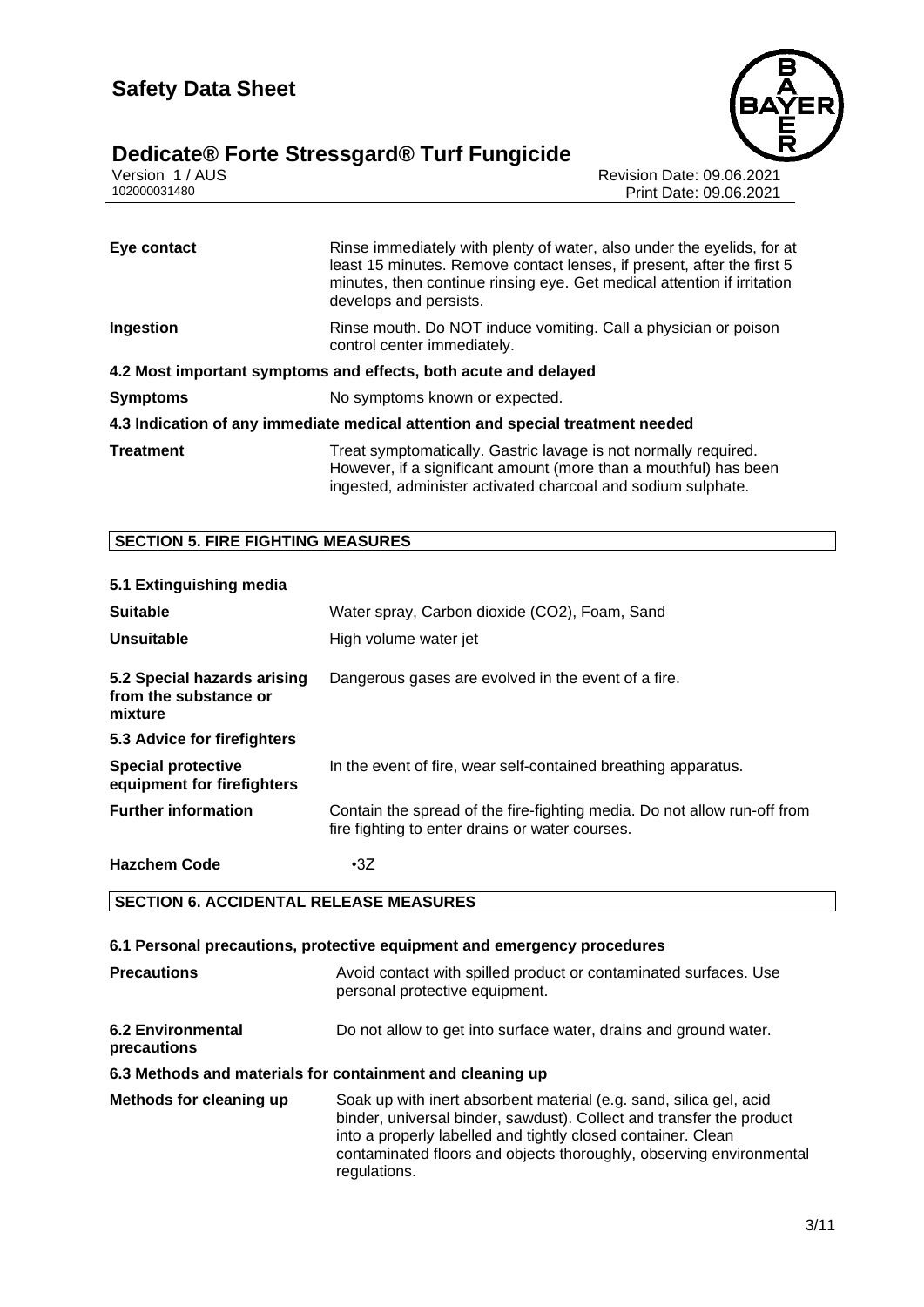| | |
|---|---|
| **Eye contact** | Rinse immediately with plenty of water, also under the eyelids, for at least 15 minutes. Remove contact lenses, if present, after the first 5 minutes, then continue rinsing eye. Get medical attention if irritation develops and persists. |
| **Ingestion** | Rinse mouth. Do NOT induce vomiting. Call a physician or poison control center immediately. |

**4.2 Most important symptoms and effects, both acute and delayed**

| | |
|---|---|
| **Symptoms** | No symptoms known or expected. |

**4.3 Indication of any immediate medical attention and special treatment needed**

| | |
|---|---|
| **Treatment** | Treat symptomatically. Gastric lavage is not normally required. However, if a significant amount (more than a mouthful) has been ingested, administer activated charcoal and sodium sulphate. |

## SECTION 5. FIRE FIGHTING MEASURES

**5.1 Extinguishing media**

| | |
|---|---|
| **Suitable** | Water spray, Carbon dioxide ($CO_2$), Foam, Sand |
| **Unsuitable** | High volume water jet |
| **5.2 Special hazards arising from the substance or mixture** | Dangerous gases are evolved in the event of a fire. |

**5.3 Advice for firefighters**

| | |
|---|---|
| **Special protective equipment for firefighters** | In the event of fire, wear self-contained breathing apparatus. |
| **Further information** | Contain the spread of the fire-fighting media. Do not allow run-off from fire fighting to enter drains or water courses. |
| **Hazchem Code** | •3Z |

## SECTION 6. ACCIDENTAL RELEASE MEASURES

**6.1 Personal precautions, protective equipment and emergency procedures**

| | |
|---|---|
| **Precautions** | Avoid contact with spilled product or contaminated surfaces. Use personal protective equipment. |
| **6.2 Environmental precautions** | Do not allow to get into surface water, drains and ground water. |

**6.3 Methods and materials for containment and cleaning up**

| | |
|---|---|
| **Methods for cleaning up** | Soak up with inert absorbent material (e.g. sand, silica gel, acid binder, universal binder, sawdust). Collect and transfer the product into a properly labelled and tightly closed container. Clean contaminated floors and objects thoroughly, observing environmental regulations. |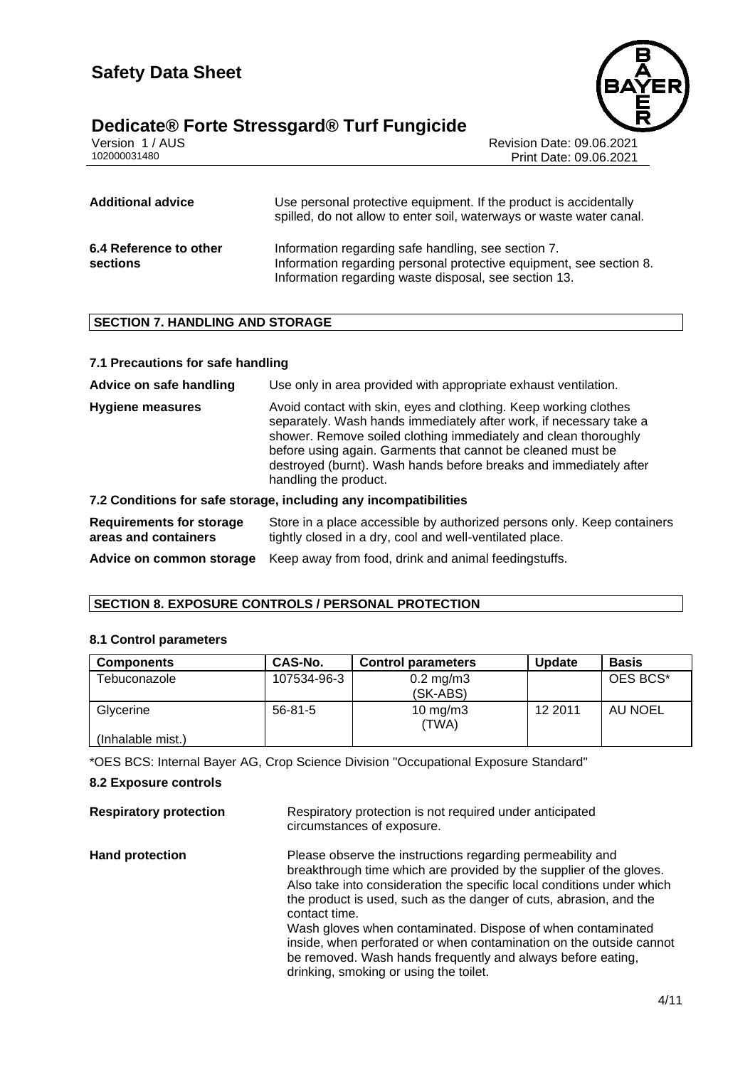**Additional advice** Use personal protective equipment. If the product is accidentally spilled, do not allow to enter soil, waterways or waste water canal.

**6.4 Reference to other sections** Information regarding safe handling, see section 7.
Information regarding personal protective equipment, see section 8.
Information regarding waste disposal, see section 13.

## SECTION 7. HANDLING AND STORAGE

### 7.1 Precautions for safe handling

**Advice on safe handling** Use only in area provided with appropriate exhaust ventilation.

**Hygiene measures** Avoid contact with skin, eyes and clothing. Keep working clothes separately. Wash hands immediately after work, if necessary take a shower. Remove soiled clothing immediately and clean thoroughly before using again. Garments that cannot be cleaned must be destroyed (burnt). Wash hands before breaks and immediately after handling the product.

### 7.2 Conditions for safe storage, including any incompatibilities

**Requirements for storage areas and containers** Store in a place accessible by authorized persons only. Keep containers tightly closed in a dry, cool and well-ventilated place.

**Advice on common storage** Keep away from food, drink and animal feedingstuffs.

## SECTION 8. EXPOSURE CONTROLS / PERSONAL PROTECTION

### 8.1 Control parameters

| Components | CAS-No. | Control parameters | Update | Basis |
|---|---|---|---|---|
| Tebuconazole | 107534-96-3 | 0.2 mg/m3 (SK-ABS) | | OES BCS* |
| Glycerine (Inhalable mist.) | 56-81-5 | 10 mg/m3 (TWA) | 12 2011 | AU NOEL |

*OES BCS: Internal Bayer AG, Crop Science Division "Occupational Exposure Standard"

### 8.2 Exposure controls

**Respiratory protection** Respiratory protection is not required under anticipated circumstances of exposure.

**Hand protection** Please observe the instructions regarding permeability and breakthrough time which are provided by the supplier of the gloves. Also take into consideration the specific local conditions under which the product is used, such as the danger of cuts, abrasion, and the contact time.
Wash gloves when contaminated. Dispose of when contaminated inside, when perforated or when contamination on the outside cannot be removed. Wash hands frequently and always before eating, drinking, smoking or using the toilet.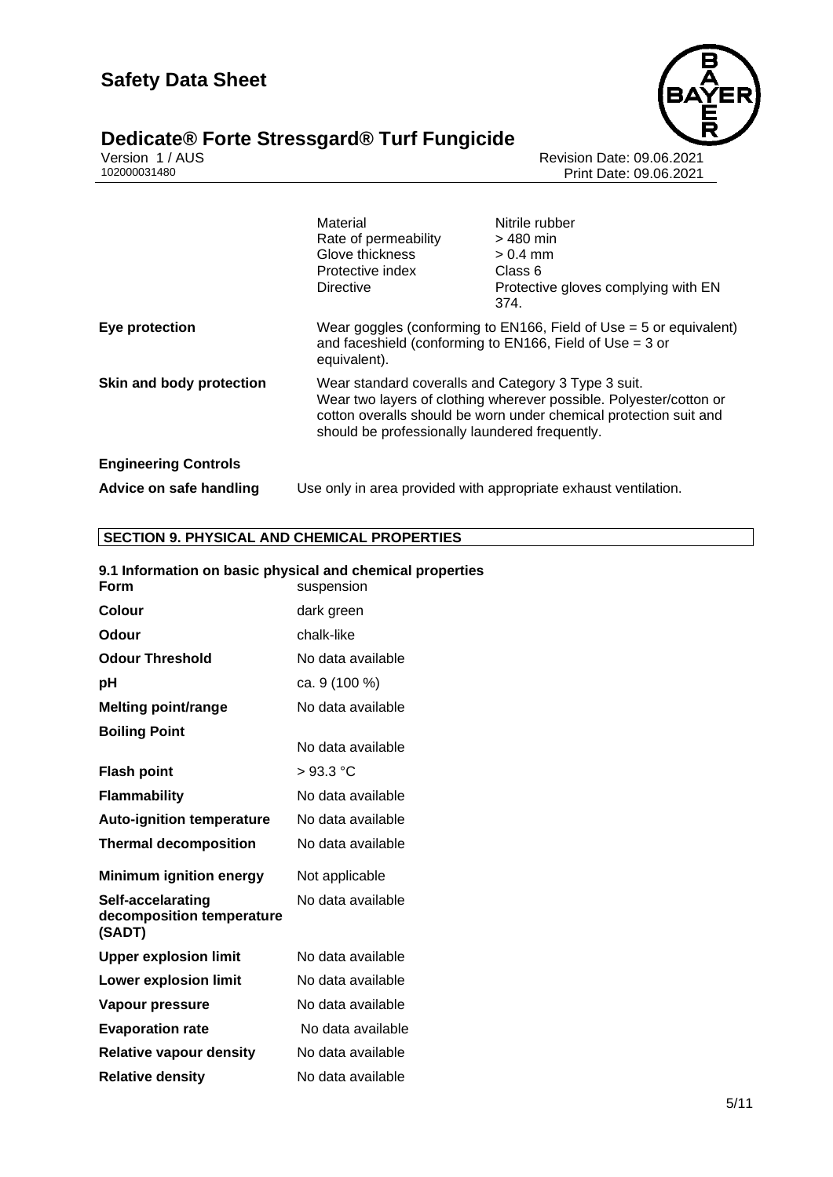| | | |
|---|---|---|
| | Material | Nitrile rubber |
| | Rate of permeability | > 480 min |
| | Glove thickness | > 0.4 mm |
| | Protective index | Class 6 |
| | Directive | Protective gloves complying with EN 374. |

| | |
|---|---|
| **Eye protection** | Wear goggles (conforming to EN166, Field of Use = 5 or equivalent) and faceshield (conforming to EN166, Field of Use = 3 or equivalent). |
| **Skin and body protection** | Wear standard coveralls and Category 3 Type 3 suit. Wear two layers of clothing wherever possible. Polyester/cotton or cotton overalls should be worn under chemical protection suit and should be professionally laundered frequently. |

**Engineering Controls**

| | |
|---|---|
| **Advice on safe handling** | Use only in area provided with appropriate exhaust ventilation. |

## SECTION 9. PHYSICAL AND CHEMICAL PROPERTIES

### 9.1 Information on basic physical and chemical properties

| | |
|---|---|
| **Form** | suspension |
| **Colour** | dark green |
| **Odour** | chalk-like |
| **Odour Threshold** | No data available |
| **pH** | ca. 9 (100 %) |
| **Melting point/range** | No data available |
| **Boiling Point** | No data available |
| **Flash point** | > 93.3 °C |
| **Flammability** | No data available |
| **Auto-ignition temperature** | No data available |
| **Thermal decomposition** | No data available |
| **Minimum ignition energy** | Not applicable |
| **Self-accelarating decomposition temperature (SADT)** | No data available |
| **Upper explosion limit** | No data available |
| **Lower explosion limit** | No data available |
| **Vapour pressure** | No data available |
| **Evaporation rate** | No data available |
| **Relative vapour density** | No data available |
| **Relative density** | No data available |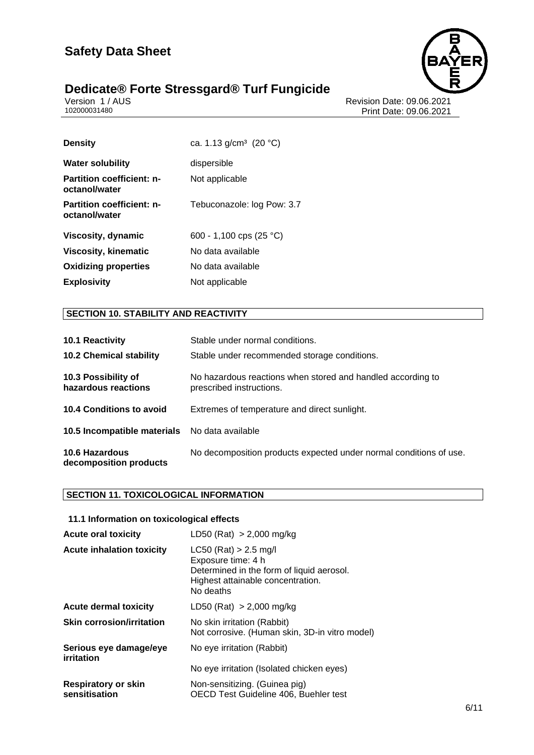| | |
|---|---|
| **Density** | ca. 1.13 g/cm³ (20 °C) |
| **Water solubility** | dispersible |
| **Partition coefficient: n-octanol/water** | Not applicable |
| **Partition coefficient: n-octanol/water** | Tebuconazole: log Pow: 3.7 |
| **Viscosity, dynamic** | 600 - 1,100 cps (25 °C) |
| **Viscosity, kinematic** | No data available |
| **Oxidizing properties** | No data available |
| **Explosivity** | Not applicable |

## SECTION 10. STABILITY AND REACTIVITY

| | |
|---|---|
| **10.1 Reactivity** | Stable under normal conditions. |
| **10.2 Chemical stability** | Stable under recommended storage conditions. |
| **10.3 Possibility of hazardous reactions** | No hazardous reactions when stored and handled according to prescribed instructions. |
| **10.4 Conditions to avoid** | Extremes of temperature and direct sunlight. |
| **10.5 Incompatible materials** | No data available |
| **10.6 Hazardous decomposition products** | No decomposition products expected under normal conditions of use. |

## SECTION 11. TOXICOLOGICAL INFORMATION

### 11.1 Information on toxicological effects

| | |
|---|---|
| **Acute oral toxicity** | LD50 (Rat) > 2,000 mg/kg |
| **Acute inhalation toxicity** | LC50 (Rat) > 2.5 mg/l<br>Exposure time: 4 h<br>Determined in the form of liquid aerosol.<br>Highest attainable concentration.<br>No deaths |
| **Acute dermal toxicity** | LD50 (Rat) > 2,000 mg/kg |
| **Skin corrosion/irritation** | No skin irritation (Rabbit)<br>Not corrosive. (Human skin, 3D-in vitro model) |
| **Serious eye damage/eye irritation** | No eye irritation (Rabbit)<br><br>No eye irritation (Isolated chicken eyes) |
| **Respiratory or skin sensitisation** | Non-sensitizing. (Guinea pig)<br>OECD Test Guideline 406, Buehler test |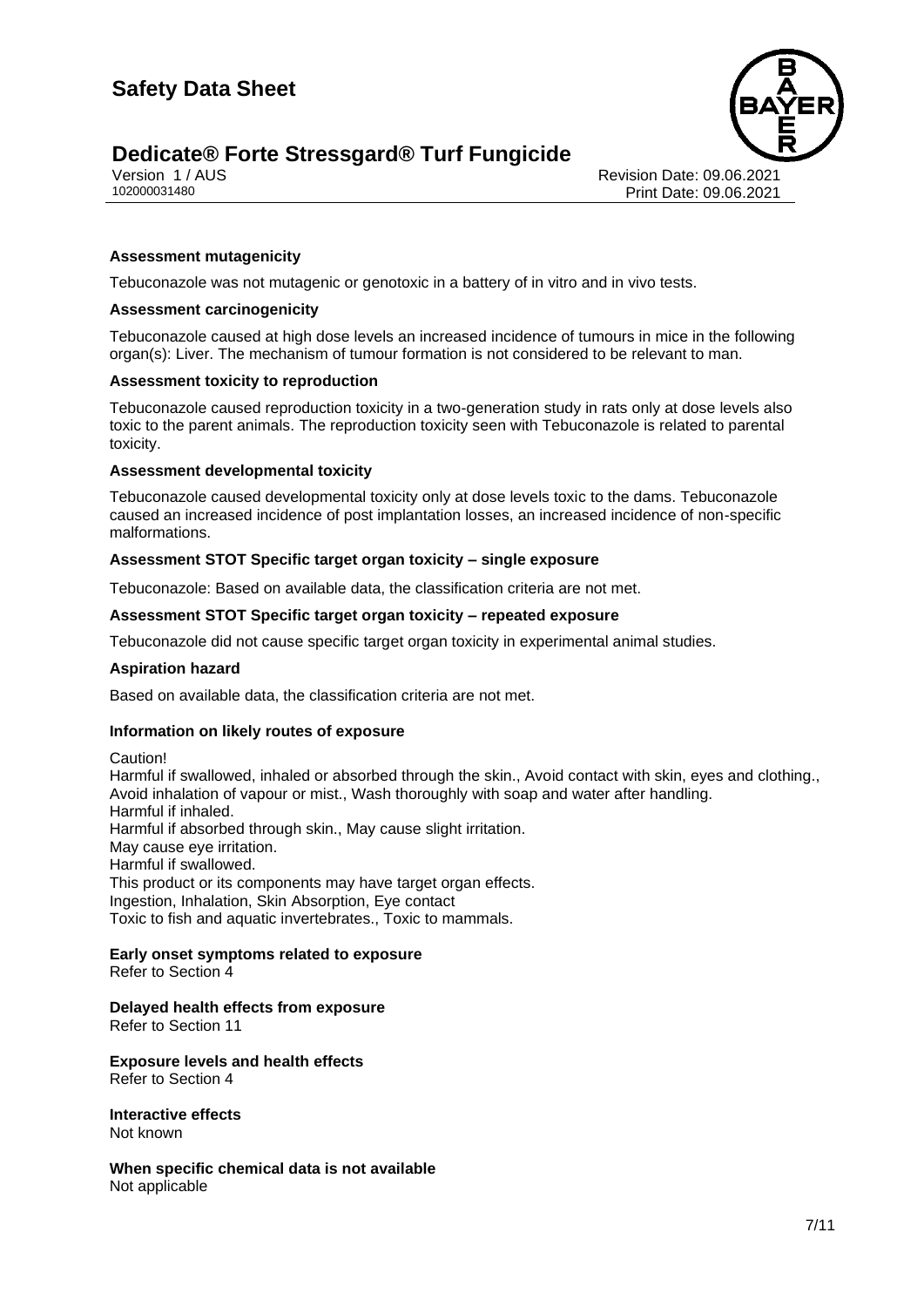**Assessment mutagenicity**

Tebuconazole was not mutagenic or genotoxic in a battery of in vitro and in vivo tests.

**Assessment carcinogenicity**

Tebuconazole caused at high dose levels an increased incidence of tumours in mice in the following organ(s): Liver. The mechanism of tumour formation is not considered to be relevant to man.

**Assessment toxicity to reproduction**

Tebuconazole caused reproduction toxicity in a two-generation study in rats only at dose levels also toxic to the parent animals. The reproduction toxicity seen with Tebuconazole is related to parental toxicity.

**Assessment developmental toxicity**

Tebuconazole caused developmental toxicity only at dose levels toxic to the dams. Tebuconazole caused an increased incidence of post implantation losses, an increased incidence of non-specific malformations.

**Assessment STOT Specific target organ toxicity – single exposure**

Tebuconazole: Based on available data, the classification criteria are not met.

**Assessment STOT Specific target organ toxicity – repeated exposure**

Tebuconazole did not cause specific target organ toxicity in experimental animal studies.

**Aspiration hazard**

Based on available data, the classification criteria are not met.

**Information on likely routes of exposure**

Caution!
Harmful if swallowed, inhaled or absorbed through the skin., Avoid contact with skin, eyes and clothing., Avoid inhalation of vapour or mist., Wash thoroughly with soap and water after handling.
Harmful if inhaled.
Harmful if absorbed through skin., May cause slight irritation.
May cause eye irritation.
Harmful if swallowed.
This product or its components may have target organ effects.
Ingestion, Inhalation, Skin Absorption, Eye contact
Toxic to fish and aquatic invertebrates., Toxic to mammals.

**Early onset symptoms related to exposure**
Refer to Section 4

**Delayed health effects from exposure**
Refer to Section 11

**Exposure levels and health effects**
Refer to Section 4

**Interactive effects**
Not known

**When specific chemical data is not available**
Not applicable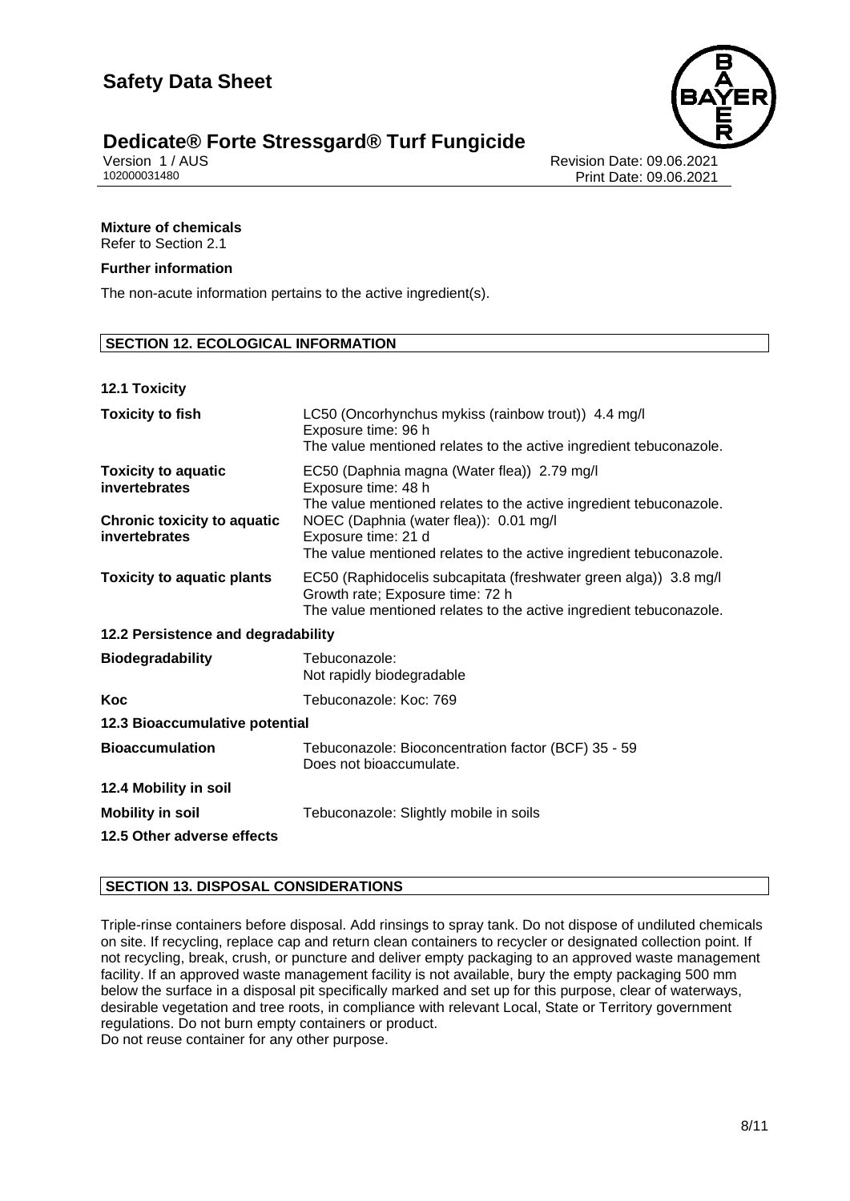**Mixture of chemicals**
Refer to Section 2.1

**Further information**

The non-acute information pertains to the active ingredient(s).

## SECTION 12. ECOLOGICAL INFORMATION

### 12.1 Toxicity

| | |
|---|---|
| **Toxicity to fish** | LC50 (Oncorhynchus mykiss (rainbow trout)) 4.4 mg/l<br>Exposure time: 96 h<br>The value mentioned relates to the active ingredient tebuconazole. |
| **Toxicity to aquatic invertebrates** | EC50 (Daphnia magna (Water flea)) 2.79 mg/l<br>Exposure time: 48 h<br>The value mentioned relates to the active ingredient tebuconazole. |
| **Chronic toxicity to aquatic invertebrates** | NOEC (Daphnia magna (water flea)): 0.01 mg/l<br>Exposure time: 21 d<br>The value mentioned relates to the active ingredient tebuconazole. |
| **Toxicity to aquatic plants** | EC50 (Raphidocelis subcapitata (freshwater green alga)) 3.8 mg/l<br>Growth rate; Exposure time: 72 h<br>The value mentioned relates to the active ingredient tebuconazole. |

### 12.2 Persistence and degradability

| | |
|---|---|
| **Biodegradability** | Tebuconazole:<br>Not rapidly biodegradable |
| **Koc** | Tebuconazole: Koc: 769 |

### 12.3 Bioaccumulative potential

| | |
|---|---|
| **Bioaccumulation** | Tebuconazole: Bioconcentration factor (BCF) 35 - 59<br>Does not bioaccumulate. |

### 12.4 Mobility in soil

| | |
|---|---|
| **Mobility in soil** | Tebuconazole: Slightly mobile in soils |

### 12.5 Other adverse effects

## SECTION 13. DISPOSAL CONSIDERATIONS

Triple-rinse containers before disposal. Add rinsings to spray tank. Do not dispose of undiluted chemicals on site. If recycling, replace cap and return clean containers to recycler or designated collection point. If not recycling, break, crush, or puncture and deliver empty packaging to an approved waste management facility. If an approved waste management facility is not available, bury the empty packaging 500 mm below the surface in a disposal pit specifically marked and set up for this purpose, clear of waterways, desirable vegetation and tree roots, in compliance with relevant Local, State or Territory government regulations. Do not burn empty containers or product.
Do not reuse container for any other purpose.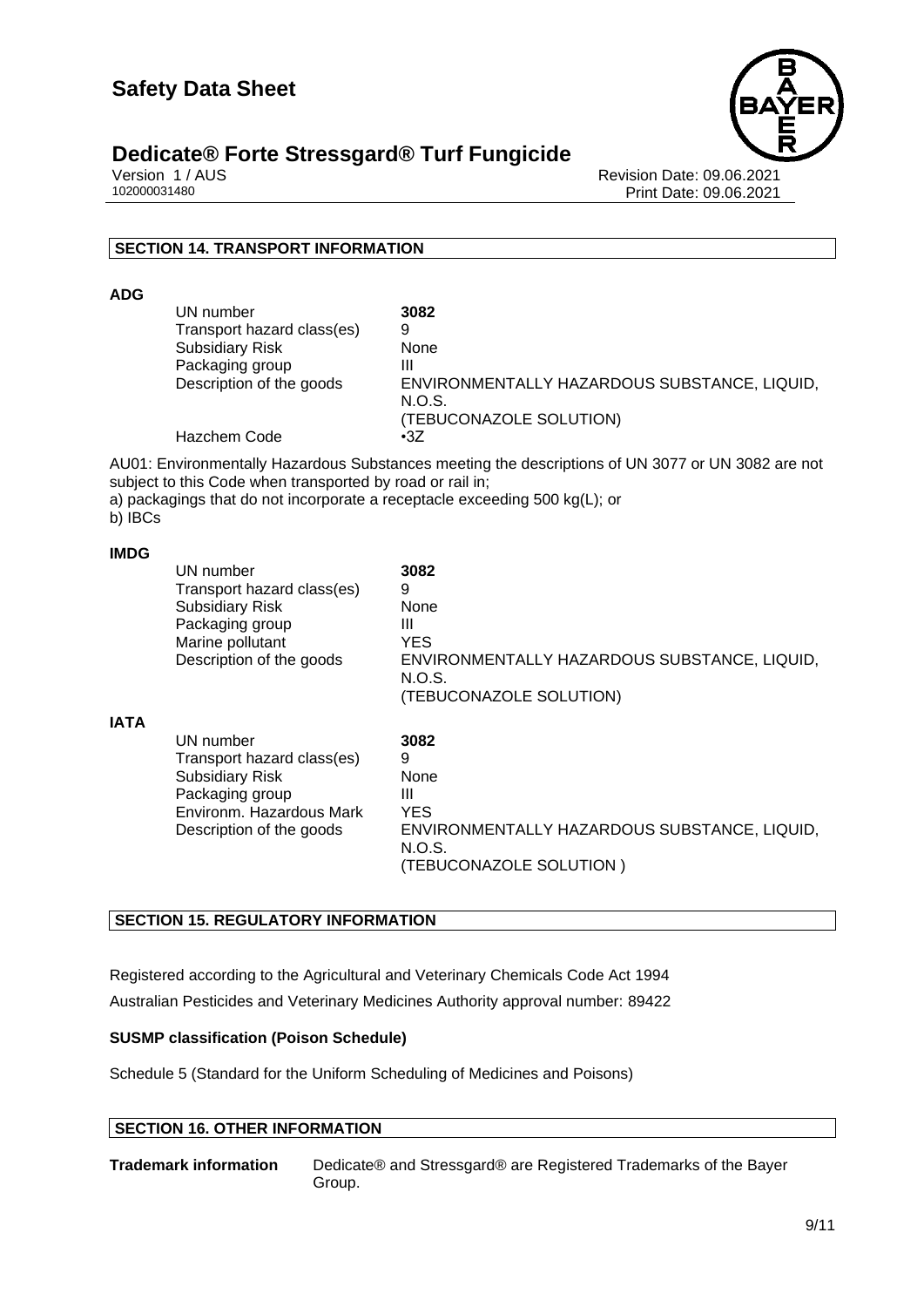## SECTION 14. TRANSPORT INFORMATION

**ADG**

| | |
|---|---|
| UN number | **3082** |
| Transport hazard class(es) | 9 |
| Subsidiary Risk | None |
| Packaging group | III |
| Description of the goods | ENVIRONMENTALLY HAZARDOUS SUBSTANCE, LIQUID, N.O.S. (TEBUCONAZOLE SOLUTION) |
| Hazchem Code | •3Z |

AU01: Environmentally Hazardous Substances meeting the descriptions of UN 3077 or UN 3082 are not subject to this Code when transported by road or rail in;
a) packagings that do not incorporate a receptacle exceeding 500 kg(L); or
b) IBCs

**IMDG**

| | |
|---|---|
| UN number | **3082** |
| Transport hazard class(es) | 9 |
| Subsidiary Risk | None |
| Packaging group | III |
| Marine pollutant | YES |
| Description of the goods | ENVIRONMENTALLY HAZARDOUS SUBSTANCE, LIQUID, N.O.S. (TEBUCONAZOLE SOLUTION) |

**IATA**

| | |
|---|---|
| UN number | **3082** |
| Transport hazard class(es) | 9 |
| Subsidiary Risk | None |
| Packaging group | III |
| Environm. Hazardous Mark | YES |
| Description of the goods | ENVIRONMENTALLY HAZARDOUS SUBSTANCE, LIQUID, N.O.S. (TEBUCONAZOLE SOLUTION ) |

## SECTION 15. REGULATORY INFORMATION

Registered according to the Agricultural and Veterinary Chemicals Code Act 1994

Australian Pesticides and Veterinary Medicines Authority approval number: 89422

**SUSMP classification (Poison Schedule)**

Schedule 5 (Standard for the Uniform Scheduling of Medicines and Poisons)

## SECTION 16. OTHER INFORMATION

**Trademark information** Dedicate® and Stressgard® are Registered Trademarks of the Bayer Group.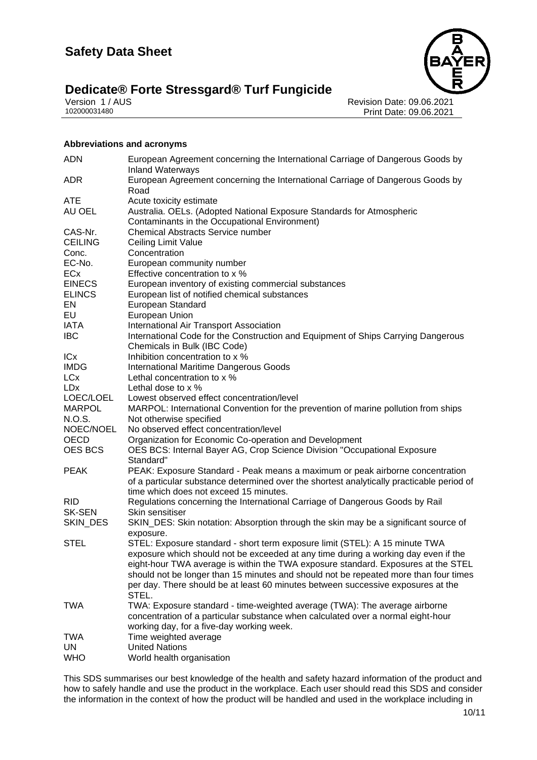**Abbreviations and acronyms**

| | |
|---|---|
| ADN | European Agreement concerning the International Carriage of Dangerous Goods by Inland Waterways |
| ADR | European Agreement concerning the International Carriage of Dangerous Goods by Road |
| ATE | Acute toxicity estimate |
| AU OEL | Australia. OELs. (Adopted National Exposure Standards for Atmospheric Contaminants in the Occupational Environment) |
| CAS-Nr. | Chemical Abstracts Service number |
| CEILING | Ceiling Limit Value |
| Conc. | Concentration |
| EC-No. | European community number |
| ECx | Effective concentration to x % |
| EINECS | European inventory of existing commercial substances |
| ELINCS | European list of notified chemical substances |
| EN | European Standard |
| EU | European Union |
| IATA | International Air Transport Association |
| IBC | International Code for the Construction and Equipment of Ships Carrying Dangerous Chemicals in Bulk (IBC Code) |
| ICx | Inhibition concentration to x % |
| IMDG | International Maritime Dangerous Goods |
| LCx | Lethal concentration to x % |
| LDx | Lethal dose to x % |
| LOEC/LOEL | Lowest observed effect concentration/level |
| MARPOL | MARPOL: International Convention for the prevention of marine pollution from ships |
| N.O.S. | Not otherwise specified |
| NOEC/NOEL | No observed effect concentration/level |
| OECD | Organization for Economic Co-operation and Development |
| OES BCS | OES BCS: Internal Bayer AG, Crop Science Division "Occupational Exposure Standard" |
| PEAK | PEAK: Exposure Standard - Peak means a maximum or peak airborne concentration of a particular substance determined over the shortest analytically practicable period of time which does not exceed 15 minutes. |
| RID | Regulations concerning the International Carriage of Dangerous Goods by Rail |
| SK-SEN | Skin sensitiser |
| SKIN_DES | SKIN_DES: Skin notation: Absorption through the skin may be a significant source of exposure. |
| STEL | STEL: Exposure standard - short term exposure limit (STEL): A 15 minute TWA exposure which should not be exceeded at any time during a working day even if the eight-hour TWA average is within the TWA exposure standard. Exposures at the STEL should not be longer than 15 minutes and should not be repeated more than four times per day. There should be at least 60 minutes between successive exposures at the STEL. |
| TWA | TWA: Exposure standard - time-weighted average (TWA): The average airborne concentration of a particular substance when calculated over a normal eight-hour working day, for a five-day working week. |
| TWA | Time weighted average |
| UN | United Nations |
| WHO | World health organisation |

This SDS summarises our best knowledge of the health and safety hazard information of the product and how to safely handle and use the product in the workplace. Each user should read this SDS and consider the information in the context of how the product will be handled and used in the workplace including in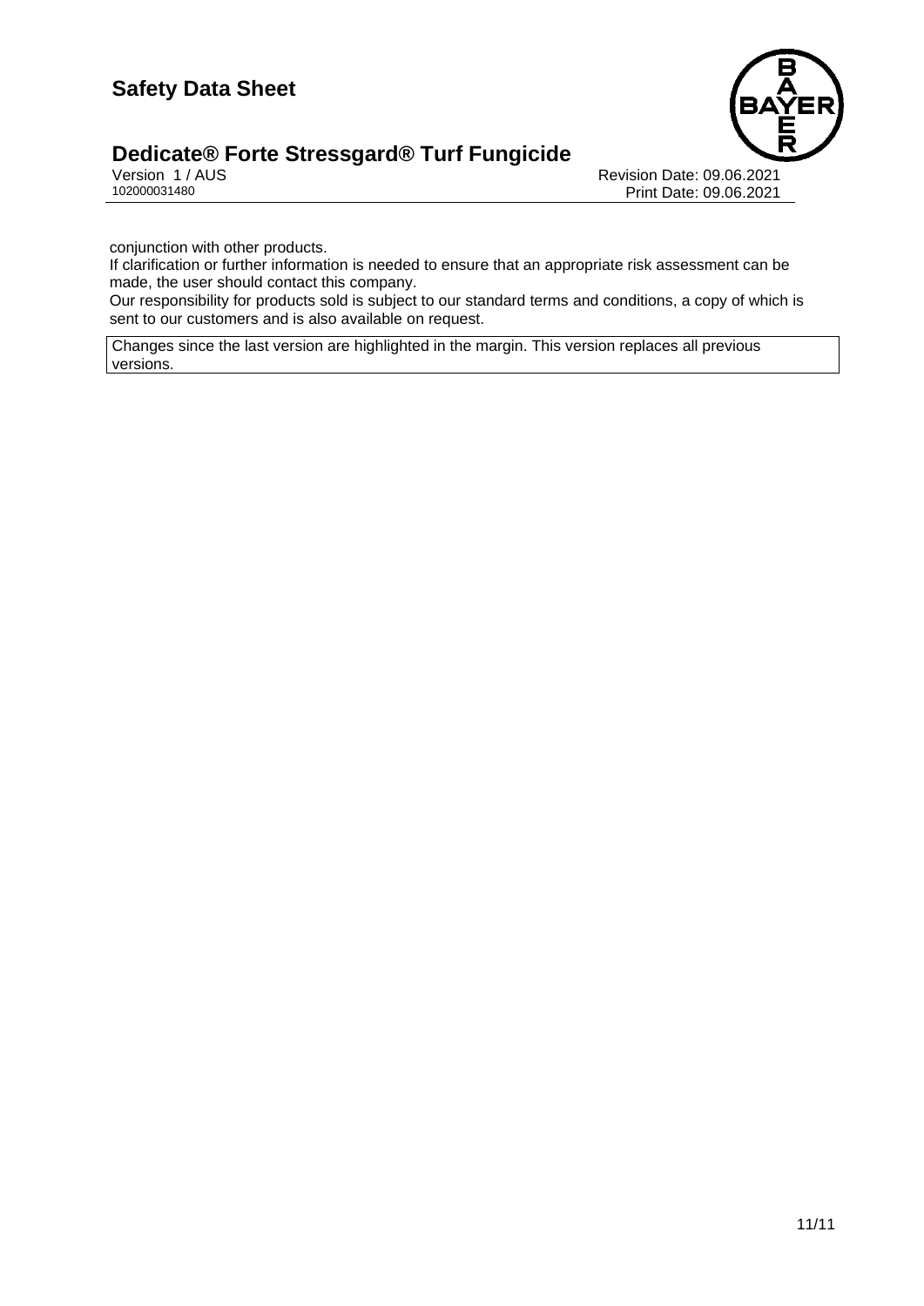conjunction with other products.
If clarification or further information is needed to ensure that an appropriate risk assessment can be made, the user should contact this company.
Our responsibility for products sold is subject to our standard terms and conditions, a copy of which is sent to our customers and is also available on request.

Changes since the last version are highlighted in the margin. This version replaces all previous versions.